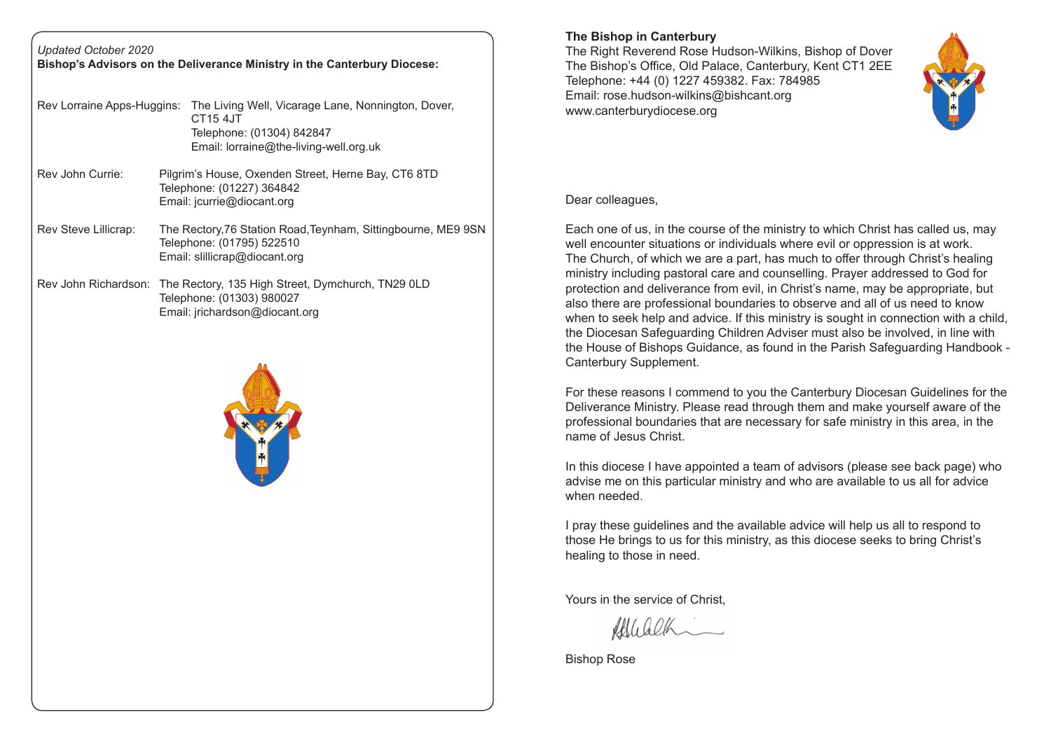*Updated October 2020*

**Bishop's Advisors on the Deliverance Ministry in the Canterbury Diocese:**

Rev Lorraine Apps-Huggins: The Living Well, Vicarage Lane, Nonnington, Dover, CT15 4JT
Telephone: (01304) 842847
Email: lorraine@the-living-well.org.uk

Rev John Currie: Pilgrim's House, Oxenden Street, Herne Bay, CT6 8TD
Telephone: (01227) 364842
Email: jcurrie@diocant.org

Rev Steve Lillicrap: The Rectory,76 Station Road,Teynham, Sittingbourne, ME9 9SN
Telephone: (01795) 522510
Email: slillicrap@diocant.org

Rev John Richardson: The Rectory, 135 High Street, Dymchurch, TN29 0LD
Telephone: (01303) 980027
Email: jrichardson@diocant.org

**The Bishop in Canterbury**
The Right Reverend Rose Hudson-Wilkins, Bishop of Dover
The Bishop's Office, Old Palace, Canterbury, Kent CT1 2EE
Telephone: +44 (0) 1227 459382. Fax: 784985
Email: rose.hudson-wilkins@bishcant.org
www.canterburydiocese.org

Dear colleagues,

Each one of us, in the course of the ministry to which Christ has called us, may well encounter situations or individuals where evil or oppression is at work. The Church, of which we are a part, has much to offer through Christ's healing ministry including pastoral care and counselling. Prayer addressed to God for protection and deliverance from evil, in Christ's name, may be appropriate, but also there are professional boundaries to observe and all of us need to know when to seek help and advice. If this ministry is sought in connection with a child, the Diocesan Safeguarding Children Adviser must also be involved, in line with the House of Bishops Guidance, as found in the Parish Safeguarding Handbook - Canterbury Supplement.

For these reasons I commend to you the Canterbury Diocesan Guidelines for the Deliverance Ministry. Please read through them and make yourself aware of the professional boundaries that are necessary for safe ministry in this area, in the name of Jesus Christ.

In this diocese I have appointed a team of advisors (please see back page) who advise me on this particular ministry and who are available to us all for advice when needed.

I pray these guidelines and the available advice will help us all to respond to those He brings to us for this ministry, as this diocese seeks to bring Christ's healing to those in need.

Yours in the service of Christ,

Bishop Rose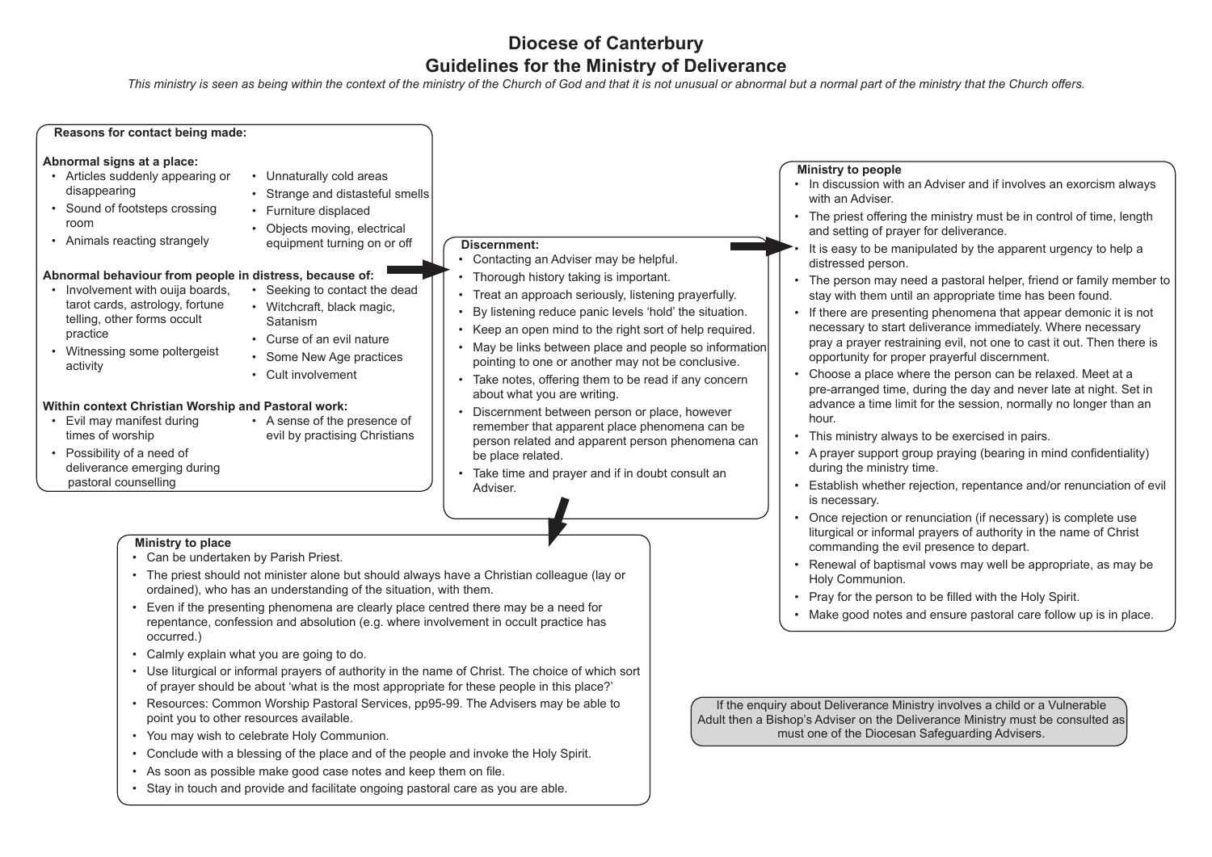# Diocese of Canterbury

# Guidelines for the Ministry of Deliverance

*This ministry is seen as being within the context of the ministry of the Church of God and that it is not unusual or abnormal but a normal part of the ministry that the Church offers.*

## Reasons for contact being made:

### Abnormal signs at a place:

- Articles suddenly appearing or disappearing
- Sound of footsteps crossing room
- Animals reacting strangely
- Unnaturally cold areas
- Strange and distasteful smells
- Furniture displaced
- Objects moving, electrical equipment turning on or off

### Abnormal behaviour from people in distress, because of:

- Involvement with ouija boards, tarot cards, astrology, fortune telling, other forms occult practice
- Witnessing some poltergeist activity
- Seeking to contact the dead
- Witchcraft, black magic, Satanism
- Curse of an evil nature
- Some New Age practices
- Cult involvement

### Within context Christian Worship and Pastoral work:

- Evil may manifest during times of worship
- Possibility of a need of deliverance emerging during pastoral counselling
- A sense of the presence of evil by practising Christians

## Discernment:

- Contacting an Adviser may be helpful.
- Thorough history taking is important.
- Treat an approach seriously, listening prayerfully.
- By listening reduce panic levels 'hold' the situation.
- Keep an open mind to the right sort of help required.
- May be links between place and people so information pointing to one or another may not be conclusive.
- Take notes, offering them to be read if any concern about what you are writing.
- Discernment between person or place, however remember that apparent place phenomena can be person related and apparent person phenomena can be place related.
- Take time and prayer and if in doubt consult an Adviser.

## Ministry to people

- In discussion with an Adviser and if involves an exorcism always with an Adviser.
- The priest offering the ministry must be in control of time, length and setting of prayer for deliverance.
- It is easy to be manipulated by the apparent urgency to help a distressed person.
- The person may need a pastoral helper, friend or family member to stay with them until an appropriate time has been found.
- If there are presenting phenomena that appear demonic it is not necessary to start deliverance immediately. Where necessary pray a prayer restraining evil, not one to cast it out. Then there is opportunity for proper prayerful discernment.
- Choose a place where the person can be relaxed. Meet at a pre-arranged time, during the day and never late at night. Set in advance a time limit for the session, normally no longer than an hour.
- This ministry always to be exercised in pairs.
- A prayer support group praying (bearing in mind confidentiality) during the ministry time.
- Establish whether rejection, repentance and/or renunciation of evil is necessary.
- Once rejection or renunciation (if necessary) is complete use liturgical or informal prayers of authority in the name of Christ commanding the evil presence to depart.
- Renewal of baptismal vows may well be appropriate, as may be Holy Communion.
- Pray for the person to be filled with the Holy Spirit.
- Make good notes and ensure pastoral care follow up is in place.

## Ministry to place

- Can be undertaken by Parish Priest.
- The priest should not minister alone but should always have a Christian colleague (lay or ordained), who has an understanding of the situation, with them.
- Even if the presenting phenomena are clearly place centred there may be a need for repentance, confession and absolution (e.g. where involvement in occult practice has occurred.)
- Calmly explain what you are going to do.
- Use liturgical or informal prayers of authority in the name of Christ. The choice of which sort of prayer should be about 'what is the most appropriate for these people in this place?'
- Resources: Common Worship Pastoral Services, pp95-99. The Advisers may be able to point you to other resources available.
- You may wish to celebrate Holy Communion.
- Conclude with a blessing of the place and of the people and invoke the Holy Spirit.
- As soon as possible make good case notes and keep them on file.
- Stay in touch and provide and facilitate ongoing pastoral care as you are able.

If the enquiry about Deliverance Ministry involves a child or a Vulnerable Adult then a Bishop's Adviser on the Deliverance Ministry must be consulted as must one of the Diocesan Safeguarding Advisers.